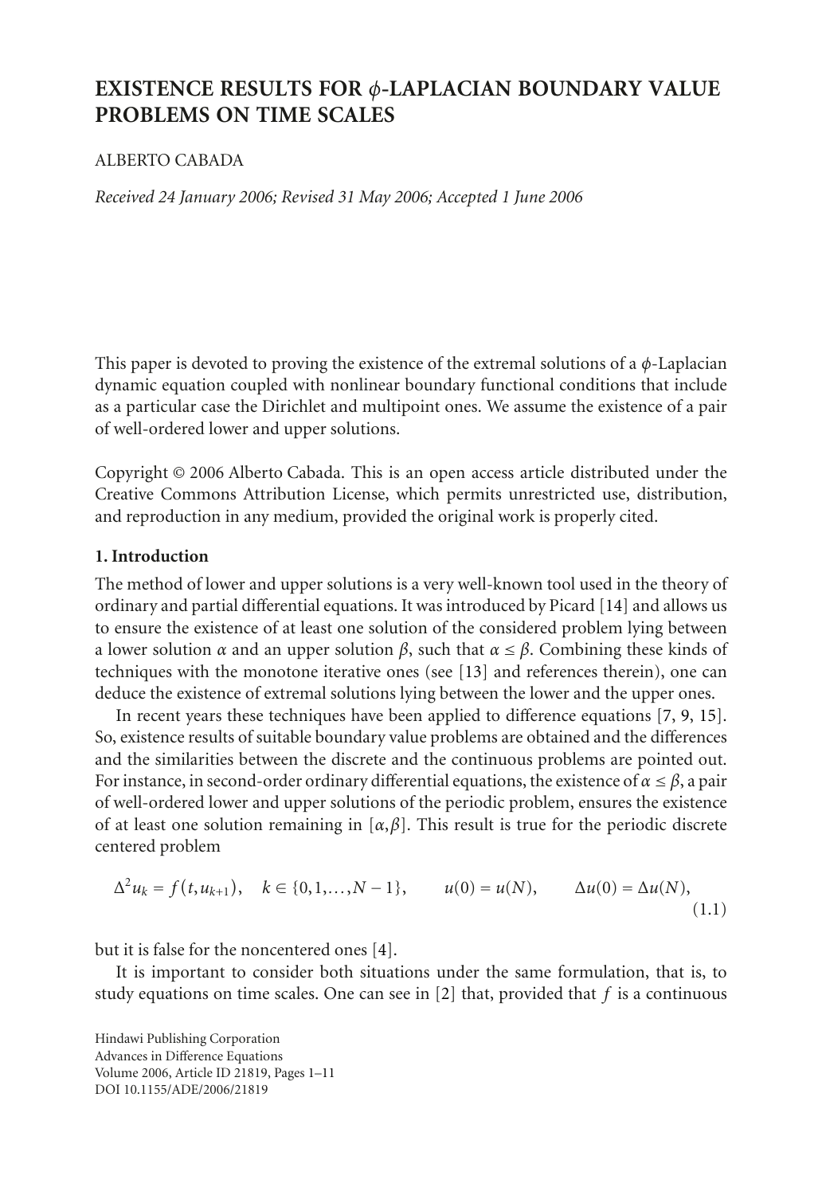# EXISTENCE RESULTS FOR $\phi$-LAPLACIAN BOUNDARY VALUE PROBLEMS ON TIME SCALES

ALBERTO CABADA

*Received 24 January 2006; Revised 31 May 2006; Accepted 1 June 2006*

This paper is devoted to proving the existence of the extremal solutions of a $\phi$-Laplacian dynamic equation coupled with nonlinear boundary functional conditions that include as a particular case the Dirichlet and multipoint ones. We assume the existence of a pair of well-ordered lower and upper solutions.

Copyright © 2006 Alberto Cabada. This is an open access article distributed under the Creative Commons Attribution License, which permits unrestricted use, distribution, and reproduction in any medium, provided the original work is properly cited.

## 1. Introduction

The method of lower and upper solutions is a very well-known tool used in the theory of ordinary and partial differential equations. It was introduced by Picard [14] and allows us to ensure the existence of at least one solution of the considered problem lying between a lower solution $\alpha$ and an upper solution $\beta$, such that $\alpha \leq \beta$. Combining these kinds of techniques with the monotone iterative ones (see [13] and references therein), one can deduce the existence of extremal solutions lying between the lower and the upper ones.

In recent years these techniques have been applied to difference equations [7, 9, 15]. So, existence results of suitable boundary value problems are obtained and the differences and the similarities between the discrete and the continuous problems are pointed out. For instance, in second-order ordinary differential equations, the existence of $\alpha \leq \beta$, a pair of well-ordered lower and upper solutions of the periodic problem, ensures the existence of at least one solution remaining in $[\alpha, \beta]$. This result is true for the periodic discrete centered problem

$$\Delta^2 u_k = f(t, u_{k+1}), \quad k \in \{0, 1, \ldots, N-1\}, \qquad u(0) = u(N), \qquad \Delta u(0) = \Delta u(N), \tag{1.1}$$

but it is false for the noncentered ones [4].

It is important to consider both situations under the same formulation, that is, to study equations on time scales. One can see in [2] that, provided that $f$ is a continuous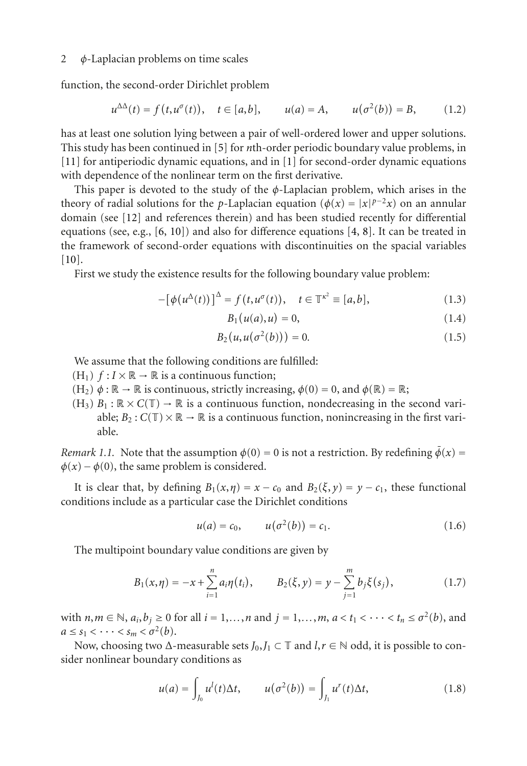function, the second-order Dirichlet problem

$$u^{\Delta\Delta}(t) = f(t, u^{\sigma}(t)), \quad t \in [a,b], \qquad u(a) = A, \qquad u(\sigma^2(b)) = B, \tag{1.2}$$

has at least one solution lying between a pair of well-ordered lower and upper solutions. This study has been continued in [5] for $n$th-order periodic boundary value problems, in [11] for antiperiodic dynamic equations, and in [1] for second-order dynamic equations with dependence of the nonlinear term on the first derivative.

This paper is devoted to the study of the $\phi$-Laplacian problem, which arises in the theory of radial solutions for the $p$-Laplacian equation ($\phi(x) = |x|^{p-2}x$) on an annular domain (see [12] and references therein) and has been studied recently for differential equations (see, e.g., [6, 10]) and also for difference equations [4, 8]. It can be treated in the framework of second-order equations with discontinuities on the spacial variables [10].

First we study the existence results for the following boundary value problem:

$$-\left[\phi(u^{\Delta}(t))\right]^{\Delta} = f(t, u^{\sigma}(t)), \quad t \in \mathbb{T}^{\kappa^2} \equiv [a,b], \tag{1.3}$$

$$B_1(u(a), u) = 0, \tag{1.4}$$

$$B_2(u, u(\sigma^2(b))) = 0. \tag{1.5}$$

We assume that the following conditions are fulfilled:

($H_1$) $f : I \times \mathbb{R} \to \mathbb{R}$ is a continuous function;

($H_2$) $\phi : \mathbb{R} \to \mathbb{R}$ is continuous, strictly increasing, $\phi(0) = 0$, and $\phi(\mathbb{R}) = \mathbb{R}$;

($H_3$) $B_1 : \mathbb{R} \times C(\mathbb{T}) \to \mathbb{R}$ is a continuous function, nondecreasing in the second variable; $B_2 : C(\mathbb{T}) \times \mathbb{R} \to \mathbb{R}$ is a continuous function, nonincreasing in the first variable.

*Remark 1.1.* Note that the assumption $\phi(0) = 0$ is not a restriction. By redefining $\bar{\phi}(x) = \phi(x) - \phi(0)$, the same problem is considered.

It is clear that, by defining $B_1(x,\eta) = x - c_0$ and $B_2(\xi, y) = y - c_1$, these functional conditions include as a particular case the Dirichlet conditions

$$u(a) = c_0, \qquad u(\sigma^2(b)) = c_1. \tag{1.6}$$

The multipoint boundary value conditions are given by

$$B_1(x,\eta) = -x + \sum_{i=1}^{n} a_i \eta(t_i), \qquad B_2(\xi, y) = y - \sum_{j=1}^{m} b_j \xi(s_j), \tag{1.7}$$

with $n, m \in \mathbb{N}$, $a_i, b_j \geq 0$ for all $i = 1,\ldots,n$ and $j = 1,\ldots,m$, $a < t_1 < \cdots < t_n \leq \sigma^2(b)$, and $a \leq s_1 < \cdots < s_m < \sigma^2(b)$.

Now, choosing two $\Delta$-measurable sets $J_0, J_1 \subset \mathbb{T}$ and $l, r \in \mathbb{N}$ odd, it is possible to consider nonlinear boundary conditions as

$$u(a) = \int_{J_0} u^l(t)\Delta t, \qquad u(\sigma^2(b)) = \int_{J_1} u^r(t)\Delta t, \tag{1.8}$$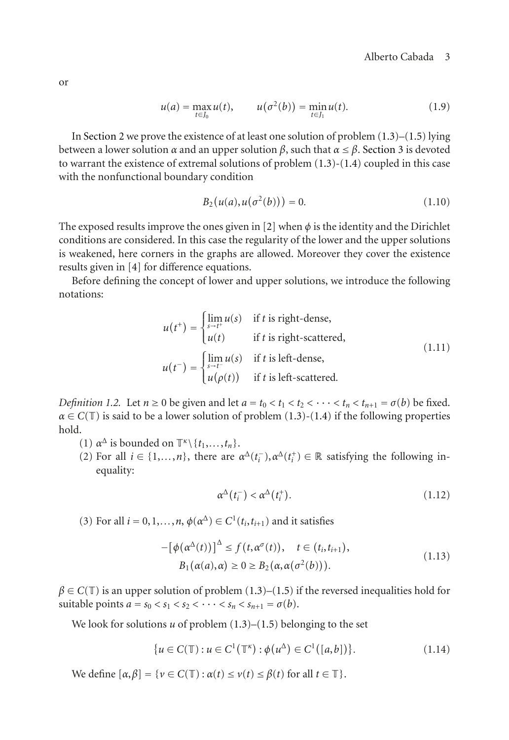or

$$u(a) = \max_{t \in J_0} u(t), \qquad u(\sigma^2(b)) = \min_{t \in J_1} u(t). \tag{1.9}$$

In Section 2 we prove the existence of at least one solution of problem (1.3)–(1.5) lying between a lower solution $\alpha$ and an upper solution $\beta$, such that $\alpha \le \beta$. Section 3 is devoted to warrant the existence of extremal solutions of problem (1.3)-(1.4) coupled in this case with the nonfunctional boundary condition

$$B_2(u(a), u(\sigma^2(b))) = 0. \tag{1.10}$$

The exposed results improve the ones given in [2] when $\phi$ is the identity and the Dirichlet conditions are considered. In this case the regularity of the lower and the upper solutions is weakened, here corners in the graphs are allowed. Moreover they cover the existence results given in [4] for difference equations.

Before defining the concept of lower and upper solutions, we introduce the following notations:

$$\begin{aligned} u(t^+) &= \begin{cases} \lim\limits_{s \to t^+} u(s) & \text{if } t \text{ is right-dense,} \\ u(t) & \text{if } t \text{ is right-scattered,} \end{cases} \\ u(t^-) &= \begin{cases} \lim\limits_{s \to t^-} u(s) & \text{if } t \text{ is left-dense,} \\ u(\rho(t)) & \text{if } t \text{ is left-scattered.} \end{cases} \end{aligned} \tag{1.11}$$

*Definition 1.2.* Let $n \ge 0$ be given and let $a = t_0 < t_1 < t_2 < \cdots < t_n < t_{n+1} = \sigma(b)$ be fixed. $\alpha \in C(\mathbb{T})$ is said to be a lower solution of problem (1.3)-(1.4) if the following properties hold.

(1) $\alpha^\Delta$ is bounded on $\mathbb{T}^\kappa \setminus \{t_1, \dots, t_n\}$.

(2) For all $i \in \{1, \dots, n\}$, there are $\alpha^\Delta(t_i^-), \alpha^\Delta(t_i^+) \in \mathbb{R}$ satisfying the following inequality:

$$\alpha^\Delta(t_i^-) < \alpha^\Delta(t_i^+). \tag{1.12}$$

(3) For all $i = 0, 1, \dots, n$, $\phi(\alpha^\Delta) \in C^1(t_i, t_{i+1})$ and it satisfies

$$\begin{gathered} -[\phi(\alpha^\Delta(t))]^\Delta \le f(t, \alpha^\sigma(t)), \quad t \in (t_i, t_{i+1}), \\ B_1(\alpha(a), \alpha) \ge 0 \ge B_2(\alpha, \alpha(\sigma^2(b))). \end{gathered} \tag{1.13}$$

$\beta \in C(\mathbb{T})$ is an upper solution of problem (1.3)–(1.5) if the reversed inequalities hold for suitable points $a = s_0 < s_1 < s_2 < \cdots < s_n < s_{n+1} = \sigma(b)$.

We look for solutions $u$ of problem (1.3)–(1.5) belonging to the set

$$\{u \in C(\mathbb{T}) : u \in C^1(\mathbb{T}^\kappa) : \phi(u^\Delta) \in C^1([a,b])\}. \tag{1.14}$$

We define $[\alpha, \beta] = \{v \in C(\mathbb{T}) : \alpha(t) \le v(t) \le \beta(t) \text{ for all } t \in \mathbb{T}\}$.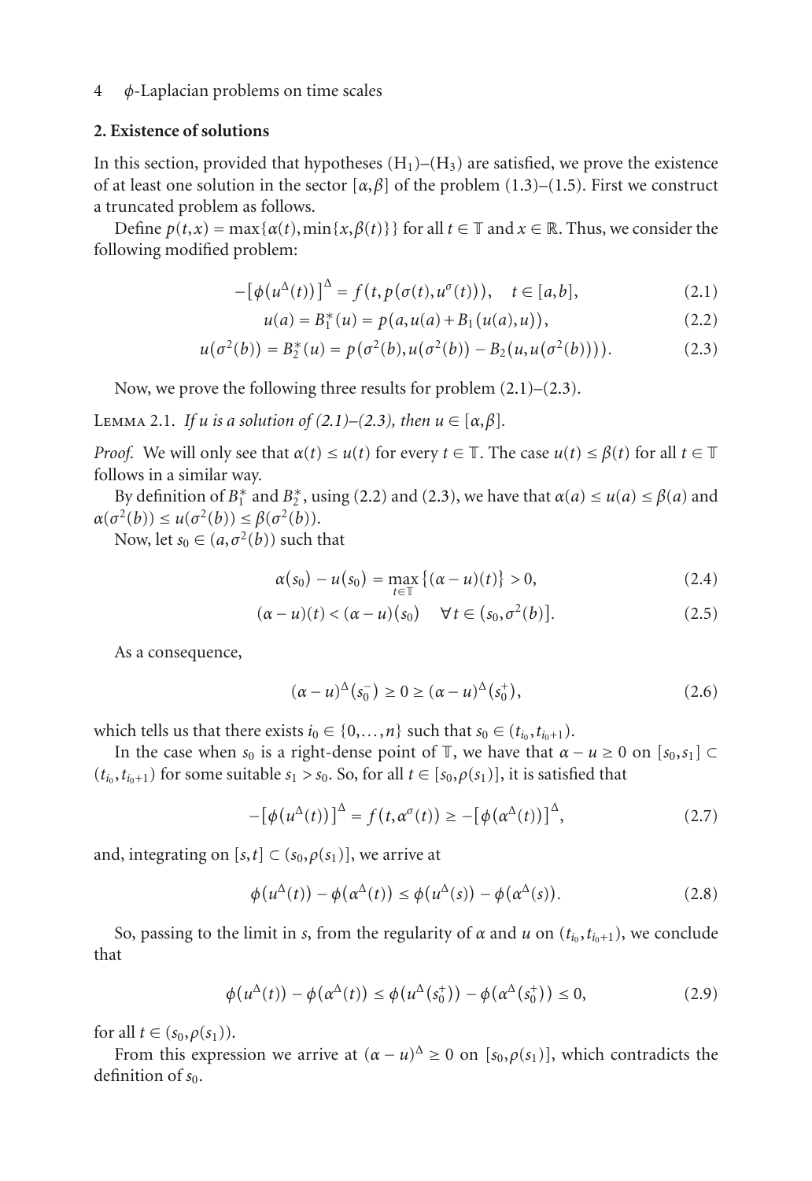## 2. Existence of solutions

In this section, provided that hypotheses $(H_1)$–$(H_3)$ are satisfied, we prove the existence of at least one solution in the sector $[\alpha,\beta]$ of the problem (1.3)–(1.5). First we construct a truncated problem as follows.

Define $p(t,x) = \max\{\alpha(t), \min\{x,\beta(t)\}\}$ for all $t \in \mathbb{T}$ and $x \in \mathbb{R}$. Thus, we consider the following modified problem:

$$-\left[\phi\left(u^{\Delta}(t)\right)\right]^{\Delta} = f\left(t, p\left(\sigma(t), u^{\sigma}(t)\right)\right), \quad t \in [a,b], \tag{2.1}$$

$$u(a) = B_1^*(u) = p\left(a, u(a) + B_1\left(u(a), u\right)\right), \tag{2.2}$$

$$u\left(\sigma^2(b)\right) = B_2^*(u) = p\left(\sigma^2(b), u\left(\sigma^2(b)\right) - B_2\left(u, u\left(\sigma^2(b)\right)\right)\right). \tag{2.3}$$

Now, we prove the following three results for problem (2.1)–(2.3).

Lemma 2.1. *If $u$ is a solution of (2.1)–(2.3), then $u \in [\alpha,\beta]$.*

*Proof.* We will only see that $\alpha(t) \le u(t)$ for every $t \in \mathbb{T}$. The case $u(t) \le \beta(t)$ for all $t \in \mathbb{T}$ follows in a similar way.

By definition of $B_1^*$ and $B_2^*$, using (2.2) and (2.3), we have that $\alpha(a) \le u(a) \le \beta(a)$ and $\alpha(\sigma^2(b)) \le u(\sigma^2(b)) \le \beta(\sigma^2(b))$.

Now, let $s_0 \in (a, \sigma^2(b))$ such that

$$\alpha(s_0) - u(s_0) = \max_{t\in\mathbb{T}}\{(\alpha - u)(t)\} > 0, \tag{2.4}$$

$$(\alpha - u)(t) < (\alpha - u)(s_0) \quad \forall t \in (s_0, \sigma^2(b)]. \tag{2.5}$$

As a consequence,

$$(\alpha - u)^{\Delta}(s_0^-) \ge 0 \ge (\alpha - u)^{\Delta}(s_0^+), \tag{2.6}$$

which tells us that there exists $i_0 \in \{0,\dots,n\}$ such that $s_0 \in (t_{i_0}, t_{i_0+1})$.

In the case when $s_0$ is a right-dense point of $\mathbb{T}$, we have that $\alpha - u \ge 0$ on $[s_0, s_1] \subset (t_{i_0}, t_{i_0+1})$ for some suitable $s_1 > s_0$. So, for all $t \in [s_0, \rho(s_1)]$, it is satisfied that

$$-\left[\phi\left(u^{\Delta}(t)\right)\right]^{\Delta} = f\left(t, \alpha^{\sigma}(t)\right) \ge -\left[\phi\left(\alpha^{\Delta}(t)\right)\right]^{\Delta}, \tag{2.7}$$

and, integrating on $[s,t] \subset (s_0, \rho(s_1)]$, we arrive at

$$\phi\left(u^{\Delta}(t)\right) - \phi\left(\alpha^{\Delta}(t)\right) \le \phi\left(u^{\Delta}(s)\right) - \phi\left(\alpha^{\Delta}(s)\right). \tag{2.8}$$

So, passing to the limit in $s$, from the regularity of $\alpha$ and $u$ on $(t_{i_0}, t_{i_0+1})$, we conclude that

$$\phi\left(u^{\Delta}(t)\right) - \phi\left(\alpha^{\Delta}(t)\right) \le \phi\left(u^{\Delta}(s_0^+)\right) - \phi\left(\alpha^{\Delta}(s_0^+)\right) \le 0, \tag{2.9}$$

for all $t \in (s_0, \rho(s_1))$.

From this expression we arrive at $(\alpha - u)^{\Delta} \ge 0$ on $[s_0, \rho(s_1)]$, which contradicts the definition of $s_0$.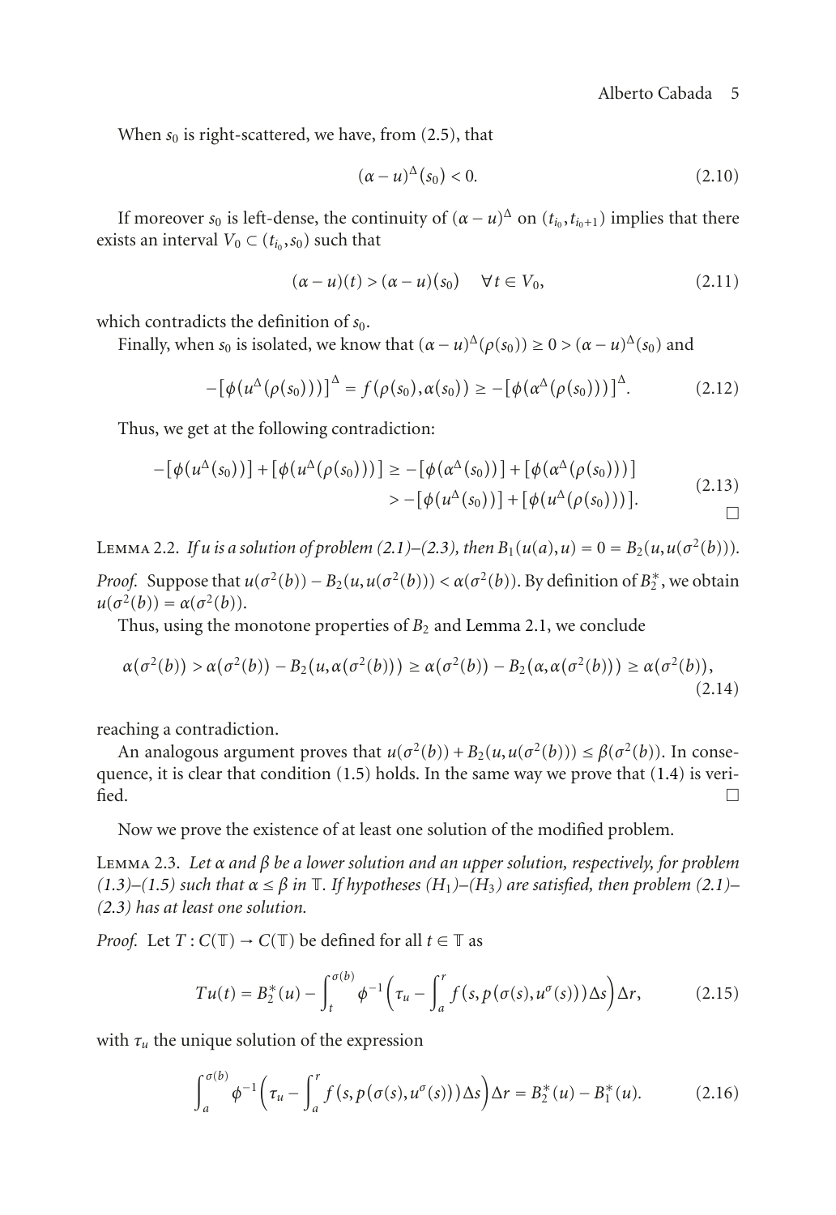When $s_0$ is right-scattered, we have, from (2.5), that

$$(\alpha - u)^{\Delta}(s_0) < 0. \tag{2.10}$$

If moreover $s_0$ is left-dense, the continuity of $(\alpha - u)^{\Delta}$ on $(t_{i_0}, t_{i_0+1})$ implies that there exists an interval $V_0 \subset (t_{i_0}, s_0)$ such that

$$(\alpha - u)(t) > (\alpha - u)(s_0) \quad \forall t \in V_0, \tag{2.11}$$

which contradicts the definition of $s_0$.

Finally, when $s_0$ is isolated, we know that $(\alpha - u)^{\Delta}(\rho(s_0)) \geq 0 > (\alpha - u)^{\Delta}(s_0)$ and

$$-\left[\phi\left(u^{\Delta}(\rho(s_0))\right)\right]^{\Delta} = f\left(\rho(s_0), \alpha(s_0)\right) \geq -\left[\phi\left(\alpha^{\Delta}(\rho(s_0))\right)\right]^{\Delta}. \tag{2.12}$$

Thus, we get at the following contradiction:

$$\begin{aligned} -\left[\phi\left(u^{\Delta}(s_0)\right)\right] + \left[\phi\left(u^{\Delta}(\rho(s_0))\right)\right] &\geq -\left[\phi\left(\alpha^{\Delta}(s_0)\right)\right] + \left[\phi\left(\alpha^{\Delta}(\rho(s_0))\right)\right] \\ &> -\left[\phi\left(u^{\Delta}(s_0)\right)\right] + \left[\phi\left(u^{\Delta}(\rho(s_0))\right)\right]. \end{aligned} \tag{2.13}$$

□

Lemma 2.2. *If $u$ is a solution of problem (2.1)–(2.3), then $B_1(u(a), u) = 0 = B_2(u, u(\sigma^2(b)))$.*

*Proof.* Suppose that $u(\sigma^2(b)) - B_2(u, u(\sigma^2(b))) < \alpha(\sigma^2(b))$. By definition of $B_2^*$, we obtain $u(\sigma^2(b)) = \alpha(\sigma^2(b))$.

Thus, using the monotone properties of $B_2$ and Lemma 2.1, we conclude

$$\alpha\left(\sigma^2(b)\right) > \alpha\left(\sigma^2(b)\right) - B_2\left(u, \alpha\left(\sigma^2(b)\right)\right) \geq \alpha\left(\sigma^2(b)\right) - B_2\left(\alpha, \alpha\left(\sigma^2(b)\right)\right) \geq \alpha\left(\sigma^2(b)\right), \tag{2.14}$$

reaching a contradiction.

An analogous argument proves that $u(\sigma^2(b)) + B_2(u, u(\sigma^2(b))) \leq \beta(\sigma^2(b))$. In consequence, it is clear that condition (1.5) holds. In the same way we prove that (1.4) is verified. □

Now we prove the existence of at least one solution of the modified problem.

Lemma 2.3. *Let $\alpha$ and $\beta$ be a lower solution and an upper solution, respectively, for problem (1.3)–(1.5) such that $\alpha \leq \beta$ in $\mathbb{T}$. If hypotheses $(H_1)$–$(H_3)$ are satisfied, then problem (2.1)–(2.3) has at least one solution.*

*Proof.* Let $T : C(\mathbb{T}) \to C(\mathbb{T})$ be defined for all $t \in \mathbb{T}$ as

$$Tu(t) = B_2^*(u) - \int_t^{\sigma(b)} \phi^{-1}\left(\tau_u - \int_a^r f\left(s, p\left(\sigma(s), u^{\sigma}(s)\right)\right)\Delta s\right)\Delta r, \tag{2.15}$$

with $\tau_u$ the unique solution of the expression

$$\int_a^{\sigma(b)} \phi^{-1}\left(\tau_u - \int_a^r f\left(s, p\left(\sigma(s), u^{\sigma}(s)\right)\right)\Delta s\right)\Delta r = B_2^*(u) - B_1^*(u). \tag{2.16}$$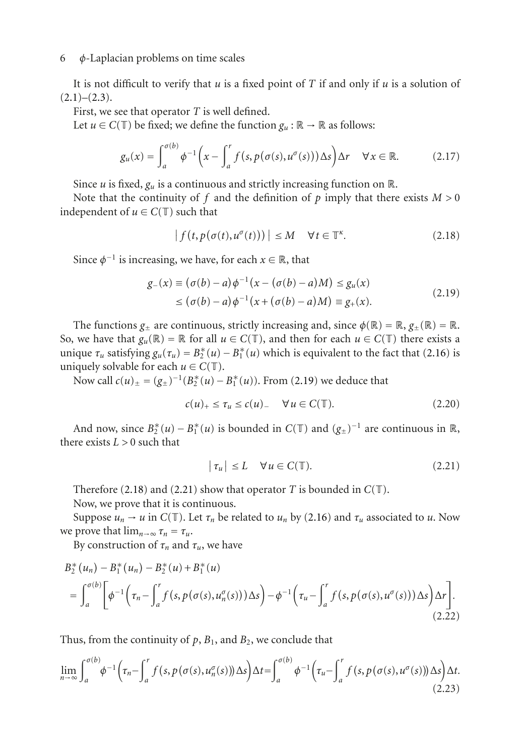It is not difficult to verify that $u$ is a fixed point of $T$ if and only if $u$ is a solution of (2.1)–(2.3).

First, we see that operator $T$ is well defined.

Let $u \in C(\mathbb{T})$ be fixed; we define the function $g_u : \mathbb{R} \to \mathbb{R}$ as follows:

$$g_u(x) = \int_a^{\sigma(b)} \phi^{-1}\Big(x - \int_a^r f\big(s, p(\sigma(s), u^\sigma(s))\big)\Delta s\Big)\Delta r \quad \forall x \in \mathbb{R}. \tag{2.17}$$

Since $u$ is fixed, $g_u$ is a continuous and strictly increasing function on $\mathbb{R}$.

Note that the continuity of $f$ and the definition of $p$ imply that there exists $M > 0$ independent of $u \in C(\mathbb{T})$ such that

$$\big| f\big(t, p(\sigma(t), u^\sigma(t))\big)\big| \leq M \quad \forall t \in \mathbb{T}^\kappa. \tag{2.18}$$

Since $\phi^{-1}$ is increasing, we have, for each $x \in \mathbb{R}$, that

$$\begin{aligned} g_-(x) &\equiv (\sigma(b) - a)\phi^{-1}(x - (\sigma(b) - a)M) \leq g_u(x) \\ &\leq (\sigma(b) - a)\phi^{-1}(x + (\sigma(b) - a)M) \equiv g_+(x). \end{aligned} \tag{2.19}$$

The functions $g_\pm$ are continuous, strictly increasing and, since $\phi(\mathbb{R}) = \mathbb{R}$, $g_\pm(\mathbb{R}) = \mathbb{R}$. So, we have that $g_u(\mathbb{R}) = \mathbb{R}$ for all $u \in C(\mathbb{T})$, and then for each $u \in C(\mathbb{T})$ there exists a unique $\tau_u$ satisfying $g_u(\tau_u) = B_2^*(u) - B_1^*(u)$ which is equivalent to the fact that (2.16) is uniquely solvable for each $u \in C(\mathbb{T})$.

Now call $c(u)_\pm = (g_\pm)^{-1}(B_2^*(u) - B_1^*(u))$. From (2.19) we deduce that

$$c(u)_+ \leq \tau_u \leq c(u)_- \quad \forall u \in C(\mathbb{T}). \tag{2.20}$$

And now, since $B_2^*(u) - B_1^*(u)$ is bounded in $C(\mathbb{T})$ and $(g_\pm)^{-1}$ are continuous in $\mathbb{R}$, there exists $L > 0$ such that

$$|\tau_u| \leq L \quad \forall u \in C(\mathbb{T}). \tag{2.21}$$

Therefore (2.18) and (2.21) show that operator $T$ is bounded in $C(\mathbb{T})$.

Now, we prove that it is continuous.

Suppose $u_n \to u$ in $C(\mathbb{T})$. Let $\tau_n$ be related to $u_n$ by (2.16) and $\tau_u$ associated to $u$. Now we prove that $\lim_{n\to\infty} \tau_n = \tau_u$.

By construction of $\tau_n$ and $\tau_u$, we have

$$\begin{aligned} &B_2^*(u_n) - B_1^*(u_n) - B_2^*(u) + B_1^*(u) \\ &= \int_a^{\sigma(b)} \Big[\phi^{-1}\Big(\tau_n - \int_a^r f\big(s, p(\sigma(s), u_n^\sigma(s))\big)\Delta s\Big) - \phi^{-1}\Big(\tau_u - \int_a^r f\big(s, p(\sigma(s), u^\sigma(s))\big)\Delta s\Big)\Delta r\Big]. \end{aligned} \tag{2.22}$$

Thus, from the continuity of $p$, $B_1$, and $B_2$, we conclude that

$$\lim_{n\to\infty} \int_a^{\sigma(b)} \phi^{-1}\Big(\tau_n - \int_a^r f\big(s, p(\sigma(s), u_n^\sigma(s))\big)\Delta s\Big)\Delta t = \int_a^{\sigma(b)} \phi^{-1}\Big(\tau_u - \int_a^r f\big(s, p(\sigma(s), u^\sigma(s))\big)\Delta s\Big)\Delta t. \tag{2.23}$$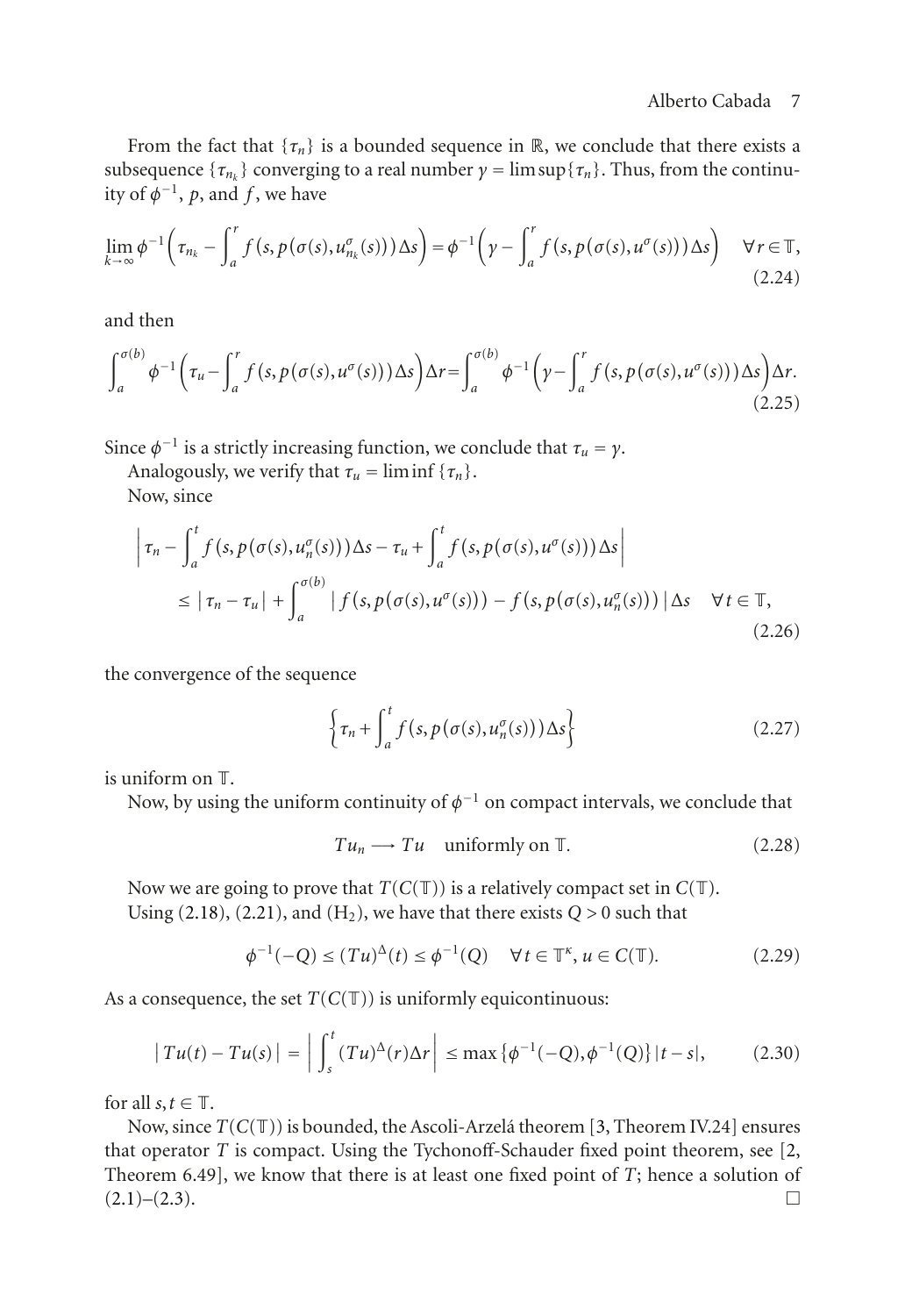From the fact that $\{\tau_n\}$ is a bounded sequence in $\mathbb{R}$, we conclude that there exists a subsequence $\{\tau_{n_k}\}$ converging to a real number $\gamma = \limsup\{\tau_n\}$. Thus, from the continuity of $\phi^{-1}$, $p$, and $f$, we have

$$\lim_{k\to\infty} \phi^{-1}\Big(\tau_{n_k} - \int_a^r f\big(s, p(\sigma(s), u_{n_k}^{\sigma}(s))\big)\Delta s\Big) = \phi^{-1}\Big(\gamma - \int_a^r f\big(s, p(\sigma(s), u^{\sigma}(s))\big)\Delta s\Big) \quad \forall r \in \mathbb{T}, \tag{2.24}$$

and then

$$\int_a^{\sigma(b)} \phi^{-1}\Big(\tau_u - \int_a^r f\big(s, p(\sigma(s), u^{\sigma}(s))\big)\Delta s\Big)\Delta r = \int_a^{\sigma(b)} \phi^{-1}\Big(\gamma - \int_a^r f\big(s, p(\sigma(s), u^{\sigma}(s))\big)\Delta s\Big)\Delta r. \tag{2.25}$$

Since $\phi^{-1}$ is a strictly increasing function, we conclude that $\tau_u = \gamma$.

Analogously, we verify that $\tau_u = \liminf\{\tau_n\}$.

Now, since

$$\begin{aligned}
&\Big| \tau_n - \int_a^t f\big(s, p(\sigma(s), u_n^{\sigma}(s))\big)\Delta s - \tau_u + \int_a^t f\big(s, p(\sigma(s), u^{\sigma}(s))\big)\Delta s \Big| \\
&\quad \le |\tau_n - \tau_u| + \int_a^{\sigma(b)} \big| f\big(s, p(\sigma(s), u^{\sigma}(s))\big) - f\big(s, p(\sigma(s), u_n^{\sigma}(s))\big)\big| \Delta s \quad \forall t \in \mathbb{T},
\end{aligned} \tag{2.26}$$

the convergence of the sequence

$$\Big\{\tau_n + \int_a^t f\big(s, p(\sigma(s), u_n^{\sigma}(s))\big)\Delta s\Big\} \tag{2.27}$$

is uniform on $\mathbb{T}$.

Now, by using the uniform continuity of $\phi^{-1}$ on compact intervals, we conclude that

$$Tu_n \longrightarrow Tu \quad \text{uniformly on } \mathbb{T}. \tag{2.28}$$

Now we are going to prove that $T(C(\mathbb{T}))$ is a relatively compact set in $C(\mathbb{T})$.

Using (2.18), (2.21), and $(\mathrm{H}_2)$, we have that there exists $Q > 0$ such that

$$\phi^{-1}(-Q) \le (Tu)^{\Delta}(t) \le \phi^{-1}(Q) \quad \forall t \in \mathbb{T}^{\kappa}, \, u \in C(\mathbb{T}). \tag{2.29}$$

As a consequence, the set $T(C(\mathbb{T}))$ is uniformly equicontinuous:

$$|Tu(t) - Tu(s)| = \Big| \int_s^t (Tu)^{\Delta}(r)\Delta r \Big| \le \max\{\phi^{-1}(-Q), \phi^{-1}(Q)\}\,|t - s|, \tag{2.30}$$

for all $s, t \in \mathbb{T}$.

Now, since $T(C(\mathbb{T}))$ is bounded, the Ascoli-Arzelá theorem [3, Theorem IV.24] ensures that operator $T$ is compact. Using the Tychonoff-Schauder fixed point theorem, see [2, Theorem 6.49], we know that there is at least one fixed point of $T$; hence a solution of (2.1)–(2.3). □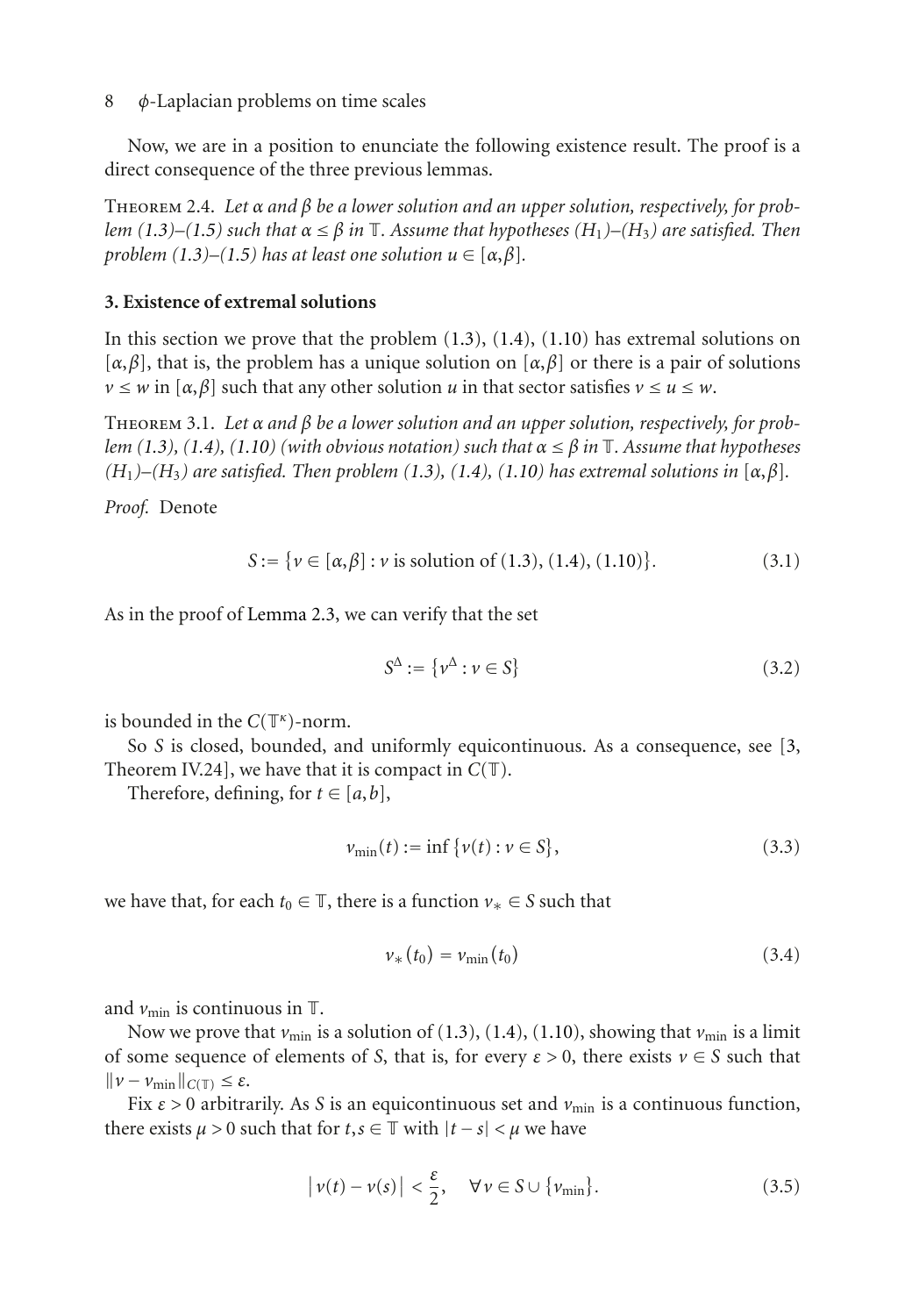Now, we are in a position to enunciate the following existence result. The proof is a direct consequence of the three previous lemmas.

Theorem 2.4. *Let $\alpha$ and $\beta$ be a lower solution and an upper solution, respectively, for problem (1.3)–(1.5) such that $\alpha \le \beta$ in $\mathbb{T}$. Assume that hypotheses $(H_1)$–$(H_3)$ are satisfied. Then problem (1.3)–(1.5) has at least one solution $u \in [\alpha,\beta]$.*

## 3. Existence of extremal solutions

In this section we prove that the problem (1.3), (1.4), (1.10) has extremal solutions on $[\alpha,\beta]$, that is, the problem has a unique solution on $[\alpha,\beta]$ or there is a pair of solutions $v \le w$ in $[\alpha,\beta]$ such that any other solution $u$ in that sector satisfies $v \le u \le w$.

Theorem 3.1. *Let $\alpha$ and $\beta$ be a lower solution and an upper solution, respectively, for problem (1.3), (1.4), (1.10) (with obvious notation) such that $\alpha \le \beta$ in $\mathbb{T}$. Assume that hypotheses $(H_1)$–$(H_3)$ are satisfied. Then problem (1.3), (1.4), (1.10) has extremal solutions in $[\alpha,\beta]$.*

*Proof.* Denote

$$S := \{v \in [\alpha,\beta] : v \text{ is solution of (1.3), (1.4), (1.10)}\}. \tag{3.1}$$

As in the proof of Lemma 2.3, we can verify that the set

$$S^{\Delta} := \{v^{\Delta} : v \in S\} \tag{3.2}$$

is bounded in the $C(\mathbb{T}^{\kappa})$-norm.

So $S$ is closed, bounded, and uniformly equicontinuous. As a consequence, see [3, Theorem IV.24], we have that it is compact in $C(\mathbb{T})$.

Therefore, defining, for $t \in [a,b]$,

$$v_{\min}(t) := \inf\{v(t) : v \in S\}, \tag{3.3}$$

we have that, for each $t_0 \in \mathbb{T}$, there is a function $v_* \in S$ such that

$$v_*(t_0) = v_{\min}(t_0) \tag{3.4}$$

and $v_{\min}$ is continuous in $\mathbb{T}$.

Now we prove that $v_{\min}$ is a solution of (1.3), (1.4), (1.10), showing that $v_{\min}$ is a limit of some sequence of elements of $S$, that is, for every $\varepsilon > 0$, there exists $v \in S$ such that $\|v - v_{\min}\|_{C(\mathbb{T})} \le \varepsilon$.

Fix $\varepsilon > 0$ arbitrarily. As $S$ is an equicontinuous set and $v_{\min}$ is a continuous function, there exists $\mu > 0$ such that for $t,s \in \mathbb{T}$ with $|t-s| < \mu$ we have

$$|v(t) - v(s)| < \frac{\varepsilon}{2}, \quad \forall v \in S \cup \{v_{\min}\}. \tag{3.5}$$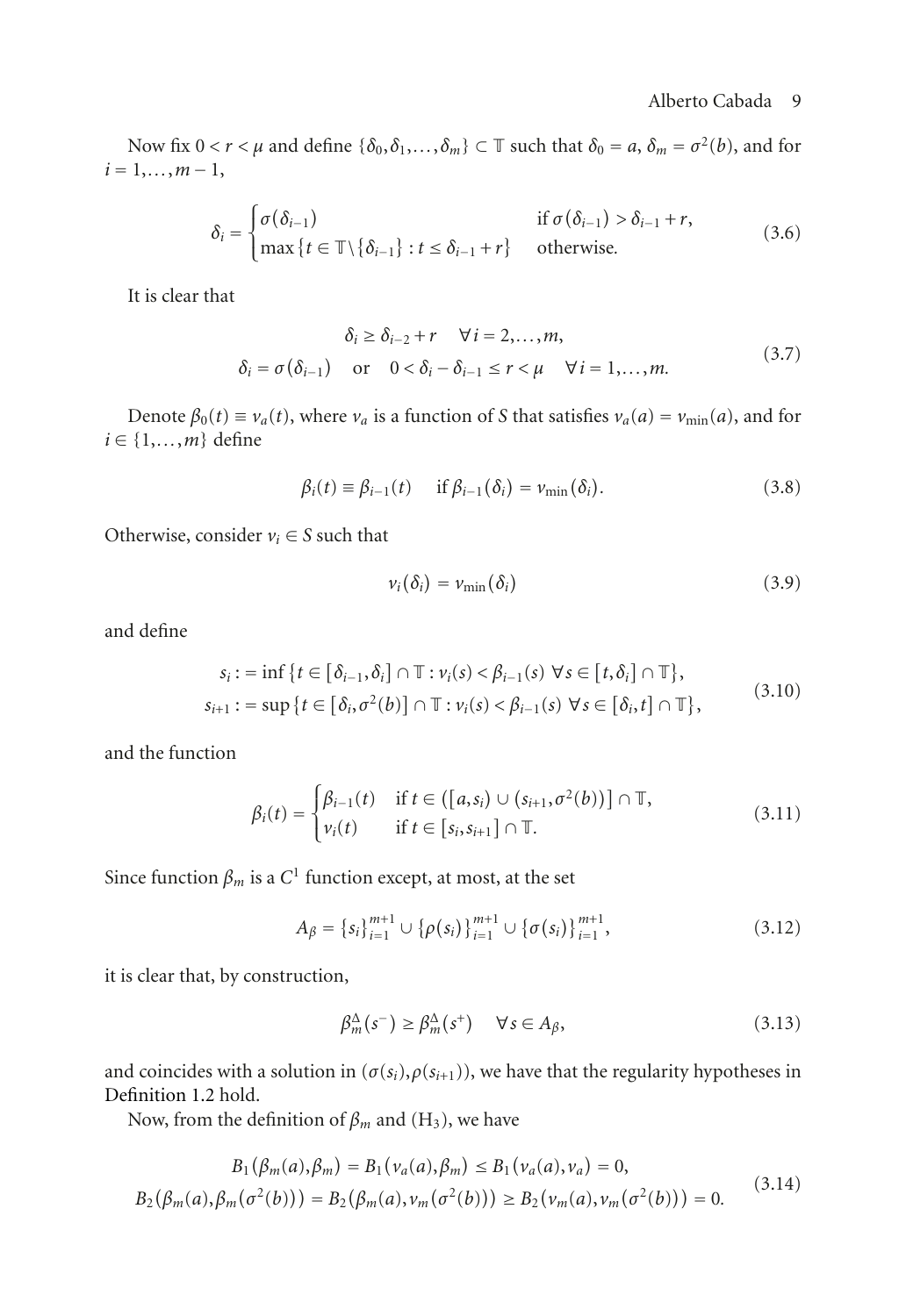Now fix $0 < r < \mu$ and define $\{\delta_0, \delta_1, \dots, \delta_m\} \subset \mathbb{T}$ such that $\delta_0 = a$, $\delta_m = \sigma^2(b)$, and for $i = 1, \dots, m-1$,

$$\delta_i = \begin{cases} \sigma(\delta_{i-1}) & \text{if } \sigma(\delta_{i-1}) > \delta_{i-1} + r, \\ \max\{t \in \mathbb{T} \setminus \{\delta_{i-1}\} : t \le \delta_{i-1} + r\} & \text{otherwise.} \end{cases} \tag{3.6}$$

It is clear that

$$\begin{gathered} \delta_i \ge \delta_{i-2} + r \quad \forall i = 2, \dots, m, \\ \delta_i = \sigma(\delta_{i-1}) \quad \text{or} \quad 0 < \delta_i - \delta_{i-1} \le r < \mu \quad \forall i = 1, \dots, m. \end{gathered} \tag{3.7}$$

Denote $\beta_0(t) \equiv v_a(t)$, where $v_a$ is a function of $S$ that satisfies $v_a(a) = v_{\min}(a)$, and for $i \in \{1, \dots, m\}$ define

$$\beta_i(t) \equiv \beta_{i-1}(t) \quad \text{if } \beta_{i-1}(\delta_i) = v_{\min}(\delta_i). \tag{3.8}$$

Otherwise, consider $v_i \in S$ such that

$$v_i(\delta_i) = v_{\min}(\delta_i) \tag{3.9}$$

and define

$$\begin{gathered} s_i := \inf\{t \in [\delta_{i-1}, \delta_i] \cap \mathbb{T} : v_i(s) < \beta_{i-1}(s) \ \forall s \in [t, \delta_i] \cap \mathbb{T}\}, \\ s_{i+1} := \sup\{t \in [\delta_i, \sigma^2(b)] \cap \mathbb{T} : v_i(s) < \beta_{i-1}(s) \ \forall s \in [\delta_i, t] \cap \mathbb{T}\}, \end{gathered} \tag{3.10}$$

and the function

$$\beta_i(t) = \begin{cases} \beta_{i-1}(t) & \text{if } t \in ([a, s_i) \cup (s_{i+1}, \sigma^2(b))] \cap \mathbb{T}, \\ v_i(t) & \text{if } t \in [s_i, s_{i+1}] \cap \mathbb{T}. \end{cases} \tag{3.11}$$

Since function $\beta_m$ is a $C^1$ function except, at most, at the set

$$A_\beta = \{s_i\}_{i=1}^{m+1} \cup \{\rho(s_i)\}_{i=1}^{m+1} \cup \{\sigma(s_i)\}_{i=1}^{m+1}, \tag{3.12}$$

it is clear that, by construction,

$$\beta_m^\Delta(s^-) \ge \beta_m^\Delta(s^+) \quad \forall s \in A_\beta, \tag{3.13}$$

and coincides with a solution in $(\sigma(s_i), \rho(s_{i+1}))$, we have that the regularity hypotheses in Definition 1.2 hold.

Now, from the definition of $\beta_m$ and $(\mathrm{H}_3)$, we have

$$\begin{gathered} B_1(\beta_m(a), \beta_m) = B_1(v_a(a), \beta_m) \le B_1(v_a(a), v_a) = 0, \\ B_2(\beta_m(a), \beta_m(\sigma^2(b))) = B_2(\beta_m(a), v_m(\sigma^2(b))) \ge B_2(v_m(a), v_m(\sigma^2(b))) = 0. \end{gathered} \tag{3.14}$$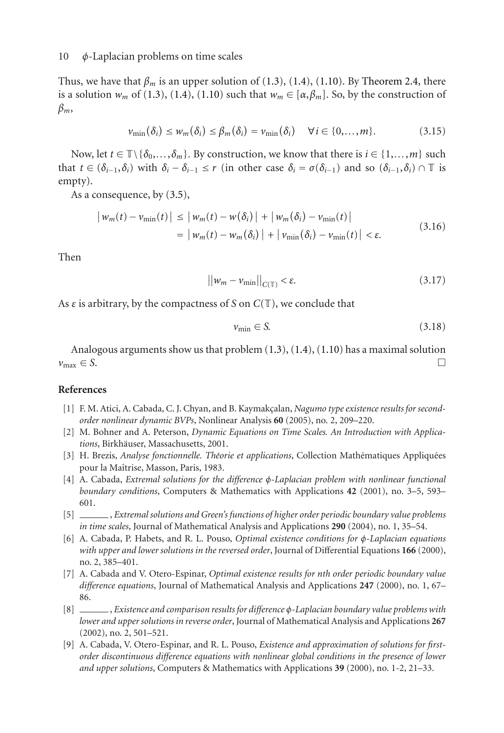Thus, we have that $\beta_m$ is an upper solution of (1.3), (1.4), (1.10). By Theorem 2.4, there is a solution $w_m$ of (1.3), (1.4), (1.10) such that $w_m \in [\alpha, \beta_m]$. So, by the construction of $\beta_m$,

$$v_{\min}(\delta_i) \leq w_m(\delta_i) \leq \beta_m(\delta_i) = v_{\min}(\delta_i) \quad \forall i \in \{0, \ldots, m\}. \tag{3.15}$$

Now, let $t \in \mathbb{T} \setminus \{\delta_0, \ldots, \delta_m\}$. By construction, we know that there is $i \in \{1, \ldots, m\}$ such that $t \in (\delta_{i-1}, \delta_i)$ with $\delta_i - \delta_{i-1} \leq r$ (in other case $\delta_i = \sigma(\delta_{i-1})$ and so $(\delta_{i-1}, \delta_i) \cap \mathbb{T}$ is empty).

As a consequence, by (3.5),

$$\begin{aligned} \left| w_m(t) - v_{\min}(t) \right| &\leq \left| w_m(t) - w(\delta_i) \right| + \left| w_m(\delta_i) - v_{\min}(t) \right| \\ &= \left| w_m(t) - w_m(\delta_i) \right| + \left| v_{\min}(\delta_i) - v_{\min}(t) \right| < \varepsilon. \end{aligned} \tag{3.16}$$

Then

$$\left\| w_m - v_{\min} \right\|_{C(\mathbb{T})} < \varepsilon. \tag{3.17}$$

As $\varepsilon$ is arbitrary, by the compactness of $S$ on $C(\mathbb{T})$, we conclude that

$$v_{\min} \in S. \tag{3.18}$$

Analogous arguments show us that problem (1.3), (1.4), (1.10) has a maximal solution $v_{\max} \in S$. □

## References

[1] F. M. Atici, A. Cabada, C. J. Chyan, and B. Kaymakçalan, *Nagumo type existence results for second-order nonlinear dynamic BVPs*, Nonlinear Analysis **60** (2005), no. 2, 209–220.

[2] M. Bohner and A. Peterson, *Dynamic Equations on Time Scales. An Introduction with Applications*, Birkhäuser, Massachusetts, 2001.

[3] H. Brezis, *Analyse fonctionnelle. Théorie et applications*, Collection Mathématiques Appliquées pour la Maîtrise, Masson, Paris, 1983.

[4] A. Cabada, *Extremal solutions for the difference $\phi$-Laplacian problem with nonlinear functional boundary conditions*, Computers & Mathematics with Applications **42** (2001), no. 3–5, 593–601.

[5] ______, *Extremal solutions and Green's functions of higher order periodic boundary value problems in time scales*, Journal of Mathematical Analysis and Applications **290** (2004), no. 1, 35–54.

[6] A. Cabada, P. Habets, and R. L. Pouso, *Optimal existence conditions for $\phi$-Laplacian equations with upper and lower solutions in the reversed order*, Journal of Differential Equations **166** (2000), no. 2, 385–401.

[7] A. Cabada and V. Otero-Espinar, *Optimal existence results for nth order periodic boundary value difference equations*, Journal of Mathematical Analysis and Applications **247** (2000), no. 1, 67–86.

[8] ______, *Existence and comparison results for difference $\phi$-Laplacian boundary value problems with lower and upper solutions in reverse order*, Journal of Mathematical Analysis and Applications **267** (2002), no. 2, 501–521.

[9] A. Cabada, V. Otero-Espinar, and R. L. Pouso, *Existence and approximation of solutions for first-order discontinuous difference equations with nonlinear global conditions in the presence of lower and upper solutions*, Computers & Mathematics with Applications **39** (2000), no. 1-2, 21–33.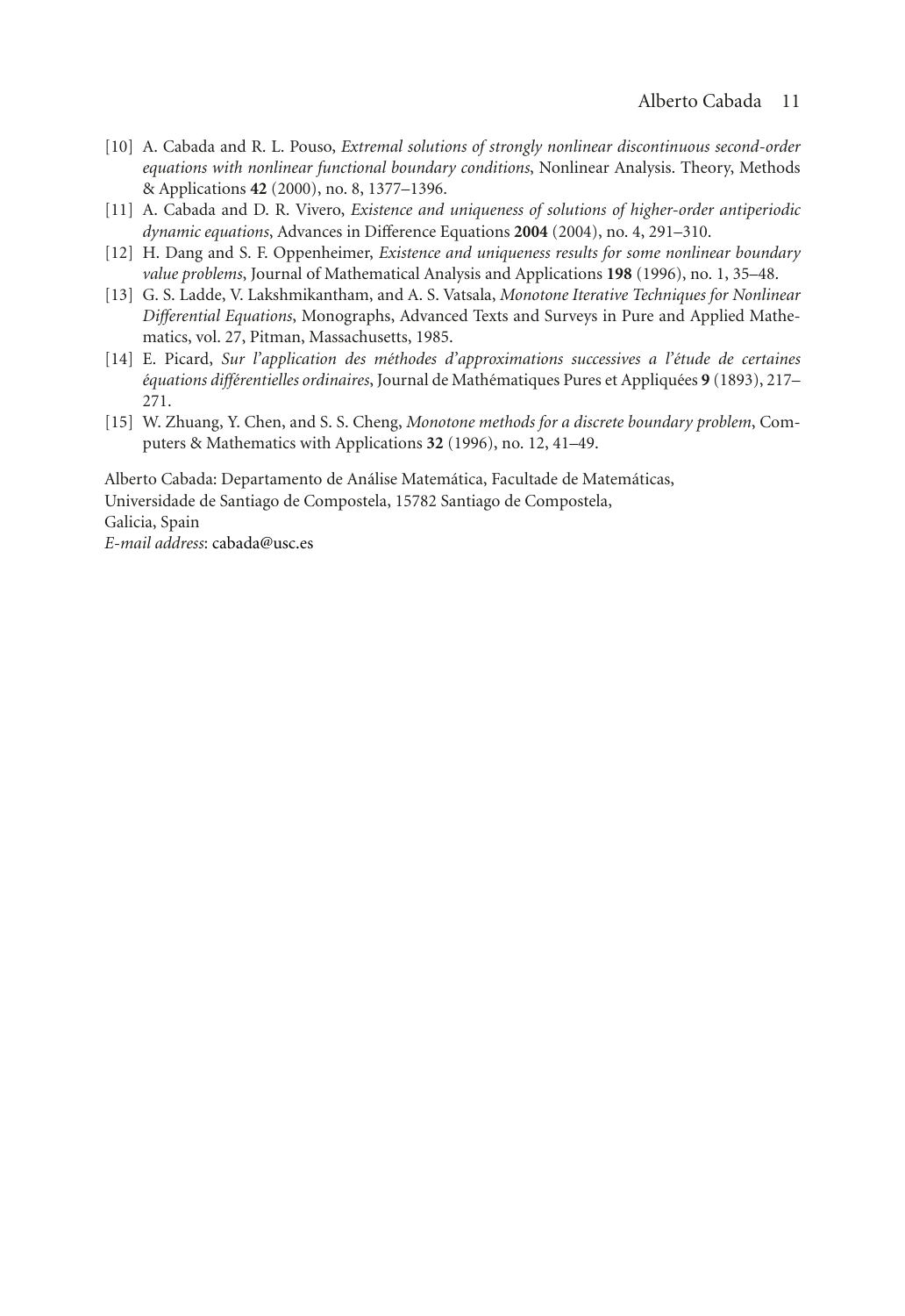[10] A. Cabada and R. L. Pouso, *Extremal solutions of strongly nonlinear discontinuous second-order equations with nonlinear functional boundary conditions*, Nonlinear Analysis. Theory, Methods & Applications **42** (2000), no. 8, 1377–1396.

[11] A. Cabada and D. R. Vivero, *Existence and uniqueness of solutions of higher-order antiperiodic dynamic equations*, Advances in Difference Equations **2004** (2004), no. 4, 291–310.

[12] H. Dang and S. F. Oppenheimer, *Existence and uniqueness results for some nonlinear boundary value problems*, Journal of Mathematical Analysis and Applications **198** (1996), no. 1, 35–48.

[13] G. S. Ladde, V. Lakshmikantham, and A. S. Vatsala, *Monotone Iterative Techniques for Nonlinear Differential Equations*, Monographs, Advanced Texts and Surveys in Pure and Applied Mathematics, vol. 27, Pitman, Massachusetts, 1985.

[14] E. Picard, *Sur l'application des méthodes d'approximations successives a l'étude de certaines équations différentielles ordinaires*, Journal de Mathématiques Pures et Appliquées **9** (1893), 217–271.

[15] W. Zhuang, Y. Chen, and S. S. Cheng, *Monotone methods for a discrete boundary problem*, Computers & Mathematics with Applications **32** (1996), no. 12, 41–49.

Alberto Cabada: Departamento de Análise Matemática, Facultade de Matemáticas, Universidade de Santiago de Compostela, 15782 Santiago de Compostela, Galicia, Spain
*E-mail address*: cabada@usc.es